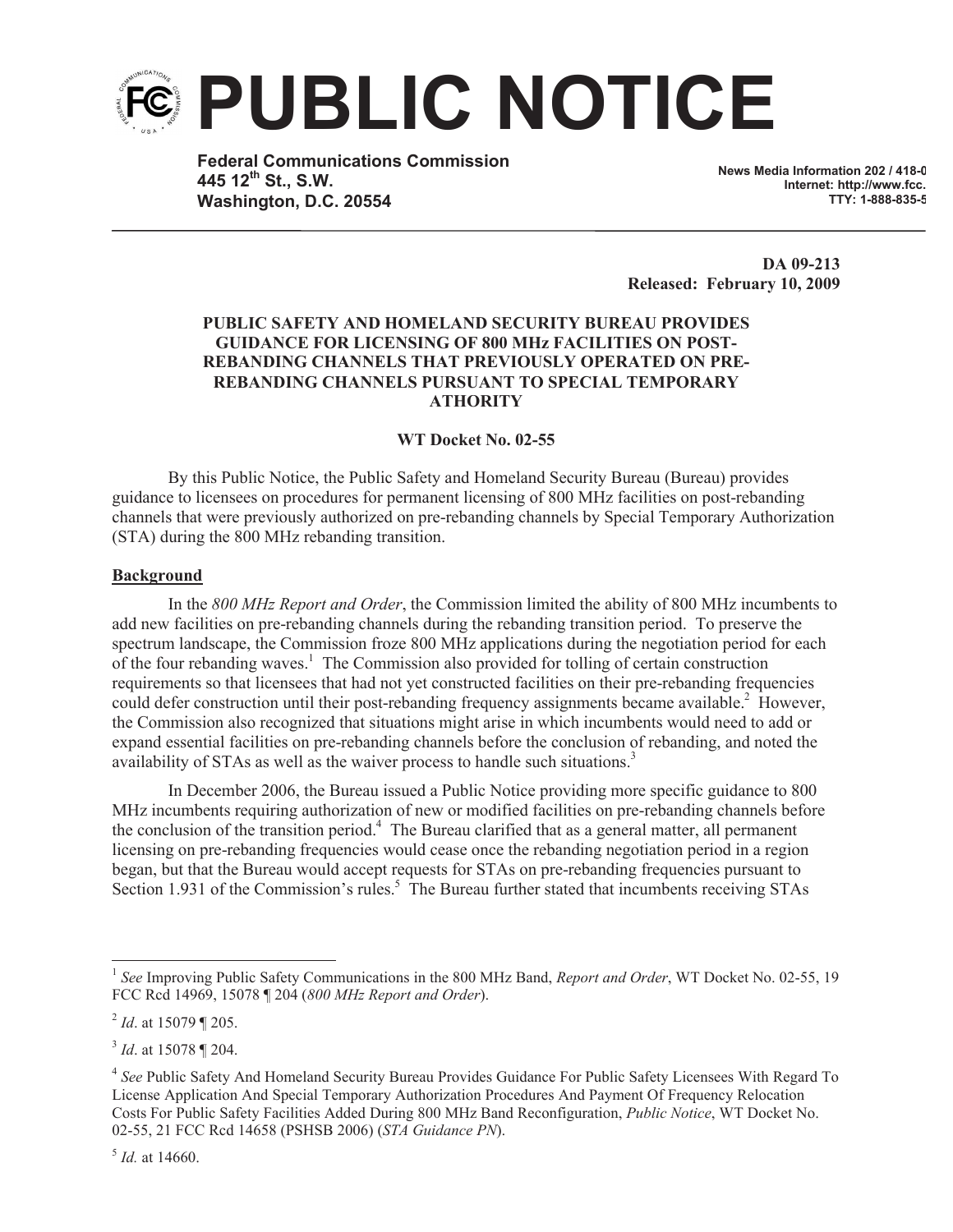# PUBLIC NOTICE

**Federal Communications Commission**
**445 12th St., S.W.**
**Washington, D.C. 20554**

**News Media Information 202 / 418-0**
**Internet: http://www.fcc.**
**TTY: 1-888-835-5**

**DA 09-213**
**Released: February 10, 2009**

**PUBLIC SAFETY AND HOMELAND SECURITY BUREAU PROVIDES GUIDANCE FOR LICENSING OF 800 MHz FACILITIES ON POST-REBANDING CHANNELS THAT PREVIOUSLY OPERATED ON PRE-REBANDING CHANNELS PURSUANT TO SPECIAL TEMPORARY ATHORITY**

**WT Docket No. 02-55**

By this Public Notice, the Public Safety and Homeland Security Bureau (Bureau) provides guidance to licensees on procedures for permanent licensing of 800 MHz facilities on post-rebanding channels that were previously authorized on pre-rebanding channels by Special Temporary Authorization (STA) during the 800 MHz rebanding transition.

**Background**

In the *800 MHz Report and Order*, the Commission limited the ability of 800 MHz incumbents to add new facilities on pre-rebanding channels during the rebanding transition period. To preserve the spectrum landscape, the Commission froze 800 MHz applications during the negotiation period for each of the four rebanding waves.[1] The Commission also provided for tolling of certain construction requirements so that licensees that had not yet constructed facilities on their pre-rebanding frequencies could defer construction until their post-rebanding frequency assignments became available.[2] However, the Commission also recognized that situations might arise in which incumbents would need to add or expand essential facilities on pre-rebanding channels before the conclusion of rebanding, and noted the availability of STAs as well as the waiver process to handle such situations.[3]

In December 2006, the Bureau issued a Public Notice providing more specific guidance to 800 MHz incumbents requiring authorization of new or modified facilities on pre-rebanding channels before the conclusion of the transition period.[4] The Bureau clarified that as a general matter, all permanent licensing on pre-rebanding frequencies would cease once the rebanding negotiation period in a region began, but that the Bureau would accept requests for STAs on pre-rebanding frequencies pursuant to Section 1.931 of the Commission's rules.[5] The Bureau further stated that incumbents receiving STAs

---

[1] *See* Improving Public Safety Communications in the 800 MHz Band, *Report and Order*, WT Docket No. 02-55, 19 FCC Rcd 14969, 15078 ¶ 204 (*800 MHz Report and Order*).

[2] *Id*. at 15079 ¶ 205.

[3] *Id*. at 15078 ¶ 204.

[4] *See* Public Safety And Homeland Security Bureau Provides Guidance For Public Safety Licensees With Regard To License Application And Special Temporary Authorization Procedures And Payment Of Frequency Relocation Costs For Public Safety Facilities Added During 800 MHz Band Reconfiguration, *Public Notice*, WT Docket No. 02-55, 21 FCC Rcd 14658 (PSHSB 2006) (*STA Guidance PN*).

[5] *Id.* at 14660.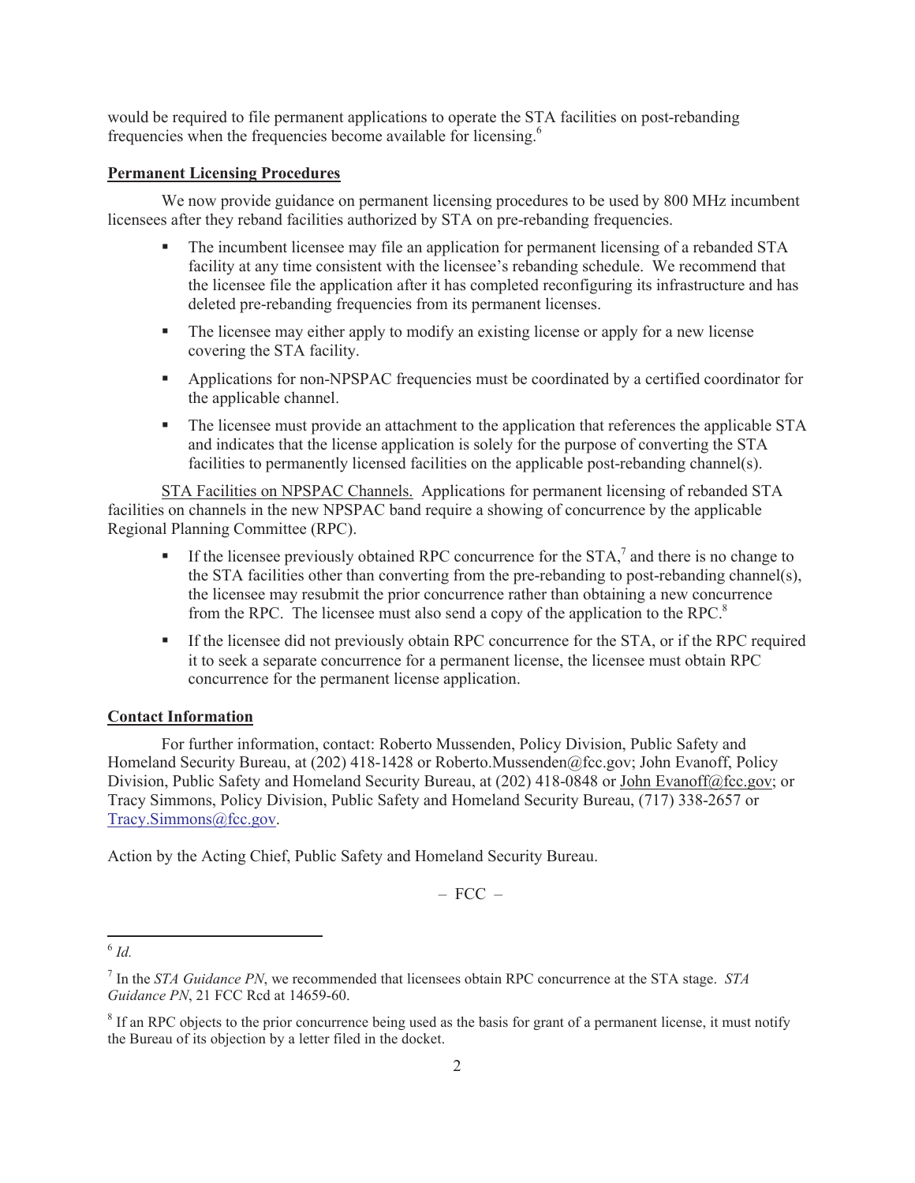would be required to file permanent applications to operate the STA facilities on post-rebanding frequencies when the frequencies become available for licensing.[6]

**Permanent Licensing Procedures**

We now provide guidance on permanent licensing procedures to be used by 800 MHz incumbent licensees after they reband facilities authorized by STA on pre-rebanding frequencies.

- The incumbent licensee may file an application for permanent licensing of a rebanded STA facility at any time consistent with the licensee's rebanding schedule. We recommend that the licensee file the application after it has completed reconfiguring its infrastructure and has deleted pre-rebanding frequencies from its permanent licenses.
- The licensee may either apply to modify an existing license or apply for a new license covering the STA facility.
- Applications for non-NPSPAC frequencies must be coordinated by a certified coordinator for the applicable channel.
- The licensee must provide an attachment to the application that references the applicable STA and indicates that the license application is solely for the purpose of converting the STA facilities to permanently licensed facilities on the applicable post-rebanding channel(s).

STA Facilities on NPSPAC Channels. Applications for permanent licensing of rebanded STA facilities on channels in the new NPSPAC band require a showing of concurrence by the applicable Regional Planning Committee (RPC).

- If the licensee previously obtained RPC concurrence for the STA,[7] and there is no change to the STA facilities other than converting from the pre-rebanding to post-rebanding channel(s), the licensee may resubmit the prior concurrence rather than obtaining a new concurrence from the RPC. The licensee must also send a copy of the application to the RPC.[8]
- If the licensee did not previously obtain RPC concurrence for the STA, or if the RPC required it to seek a separate concurrence for a permanent license, the licensee must obtain RPC concurrence for the permanent license application.

**Contact Information**

For further information, contact: Roberto Mussenden, Policy Division, Public Safety and Homeland Security Bureau, at (202) 418-1428 or Roberto.Mussenden@fcc.gov; John Evanoff, Policy Division, Public Safety and Homeland Security Bureau, at (202) 418-0848 or John Evanoff@fcc.gov; or Tracy Simmons, Policy Division, Public Safety and Homeland Security Bureau, (717) 338-2657 or Tracy.Simmons@fcc.gov.

Action by the Acting Chief, Public Safety and Homeland Security Bureau.

– FCC –

[6] *Id.*

[7] In the *STA Guidance PN*, we recommended that licensees obtain RPC concurrence at the STA stage. *STA Guidance PN*, 21 FCC Rcd at 14659-60.

[8] If an RPC objects to the prior concurrence being used as the basis for grant of a permanent license, it must notify the Bureau of its objection by a letter filed in the docket.